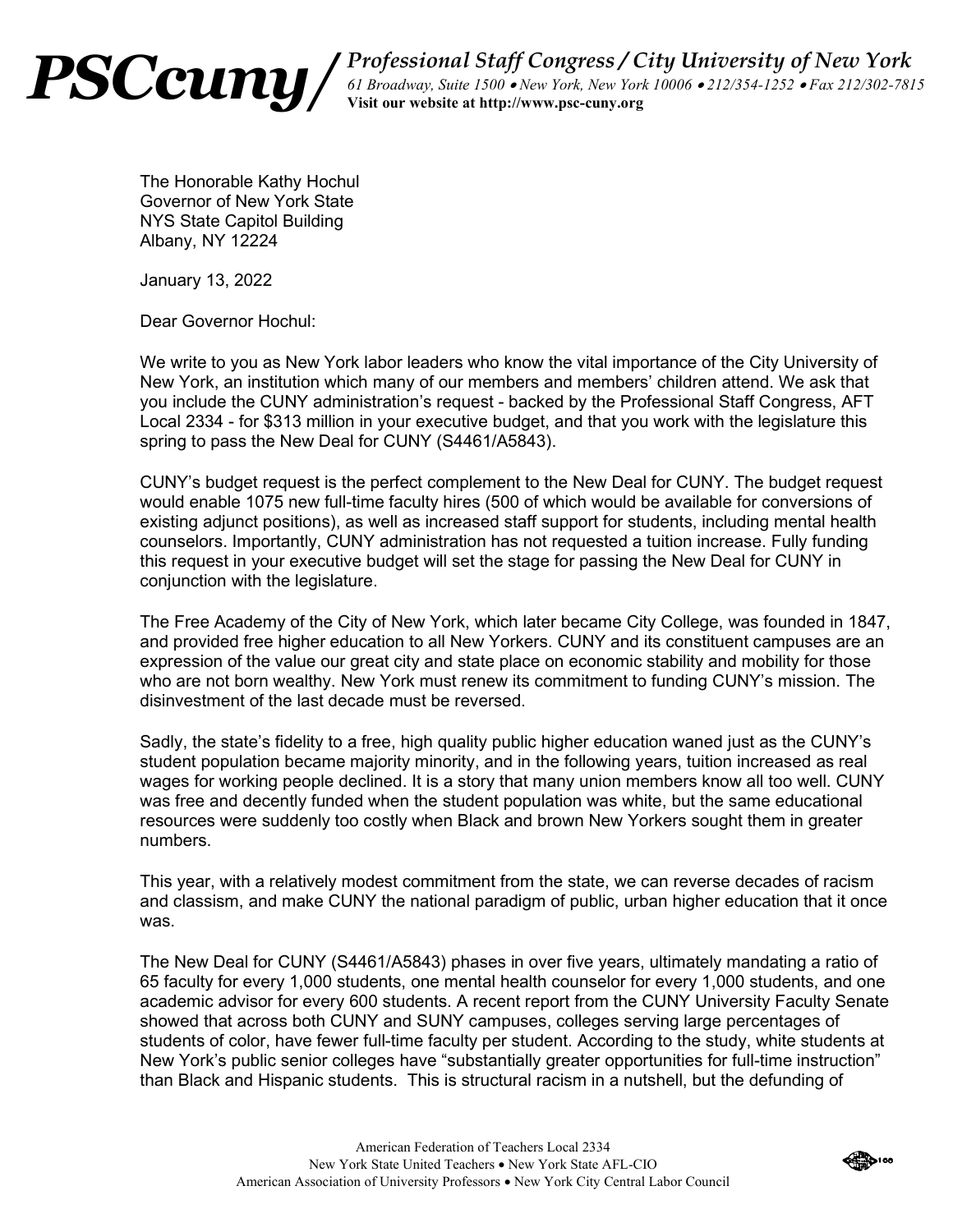**PSCcuny/** *Professional Staff Congress / City University of New York*
*61 Broadway, Suite 1500 • New York, New York 10006 • 212/354-1252 • Fax 212/302-7815*
**Visit our website at http://www.psc-cuny.org**

The Honorable Kathy Hochul
Governor of New York State
NYS State Capitol Building
Albany, NY 12224

January 13, 2022

Dear Governor Hochul:

We write to you as New York labor leaders who know the vital importance of the City University of New York, an institution which many of our members and members' children attend. We ask that you include the CUNY administration's request - backed by the Professional Staff Congress, AFT Local 2334 - for $313 million in your executive budget, and that you work with the legislature this spring to pass the New Deal for CUNY (S4461/A5843).

CUNY's budget request is the perfect complement to the New Deal for CUNY. The budget request would enable 1075 new full-time faculty hires (500 of which would be available for conversions of existing adjunct positions), as well as increased staff support for students, including mental health counselors. Importantly, CUNY administration has not requested a tuition increase. Fully funding this request in your executive budget will set the stage for passing the New Deal for CUNY in conjunction with the legislature.

The Free Academy of the City of New York, which later became City College, was founded in 1847, and provided free higher education to all New Yorkers. CUNY and its constituent campuses are an expression of the value our great city and state place on economic stability and mobility for those who are not born wealthy. New York must renew its commitment to funding CUNY's mission. The disinvestment of the last decade must be reversed.

Sadly, the state's fidelity to a free, high quality public higher education waned just as the CUNY's student population became majority minority, and in the following years, tuition increased as real wages for working people declined. It is a story that many union members know all too well. CUNY was free and decently funded when the student population was white, but the same educational resources were suddenly too costly when Black and brown New Yorkers sought them in greater numbers.

This year, with a relatively modest commitment from the state, we can reverse decades of racism and classism, and make CUNY the national paradigm of public, urban higher education that it once was.

The New Deal for CUNY (S4461/A5843) phases in over five years, ultimately mandating a ratio of 65 faculty for every 1,000 students, one mental health counselor for every 1,000 students, and one academic advisor for every 600 students. A recent report from the CUNY University Faculty Senate showed that across both CUNY and SUNY campuses, colleges serving large percentages of students of color, have fewer full-time faculty per student. According to the study, white students at New York's public senior colleges have "substantially greater opportunities for full-time instruction" than Black and Hispanic students. This is structural racism in a nutshell, but the defunding of

American Federation of Teachers Local 2334
New York State United Teachers • New York State AFL-CIO
American Association of University Professors • New York City Central Labor Council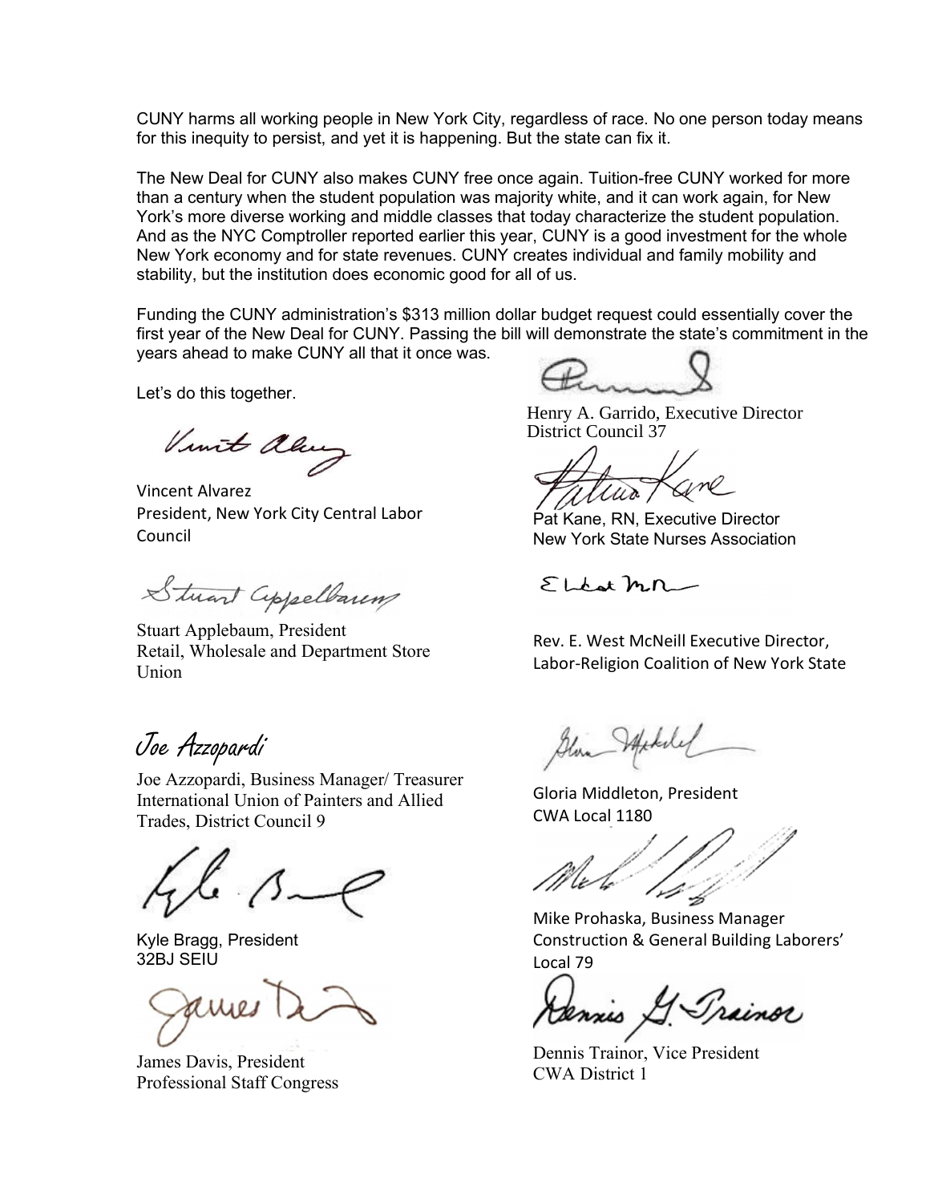CUNY harms all working people in New York City, regardless of race. No one person today means for this inequity to persist, and yet it is happening. But the state can fix it.

The New Deal for CUNY also makes CUNY free once again. Tuition-free CUNY worked for more than a century when the student population was majority white, and it can work again, for New York's more diverse working and middle classes that today characterize the student population. And as the NYC Comptroller reported earlier this year, CUNY is a good investment for the whole New York economy and for state revenues. CUNY creates individual and family mobility and stability, but the institution does economic good for all of us.

Funding the CUNY administration's $313 million dollar budget request could essentially cover the first year of the New Deal for CUNY. Passing the bill will demonstrate the state's commitment in the years ahead to make CUNY all that it once was.

Let's do this together.

Vincent Alvarez
President, New York City Central Labor Council

Stuart Applebaum, President
Retail, Wholesale and Department Store Union

Joe Azzopardi

Joe Azzopardi, Business Manager/ Treasurer
International Union of Painters and Allied Trades, District Council 9

Kyle Bragg, President
32BJ SEIU

James Davis, President
Professional Staff Congress

Henry A. Garrido, Executive Director
District Council 37

Pat Kane, RN, Executive Director
New York State Nurses Association

Rev. E. West McNeill Executive Director,
Labor-Religion Coalition of New York State

Gloria Middleton, President
CWA Local 1180

Mike Prohaska, Business Manager
Construction & General Building Laborers' Local 79

Dennis Trainor, Vice President
CWA District 1